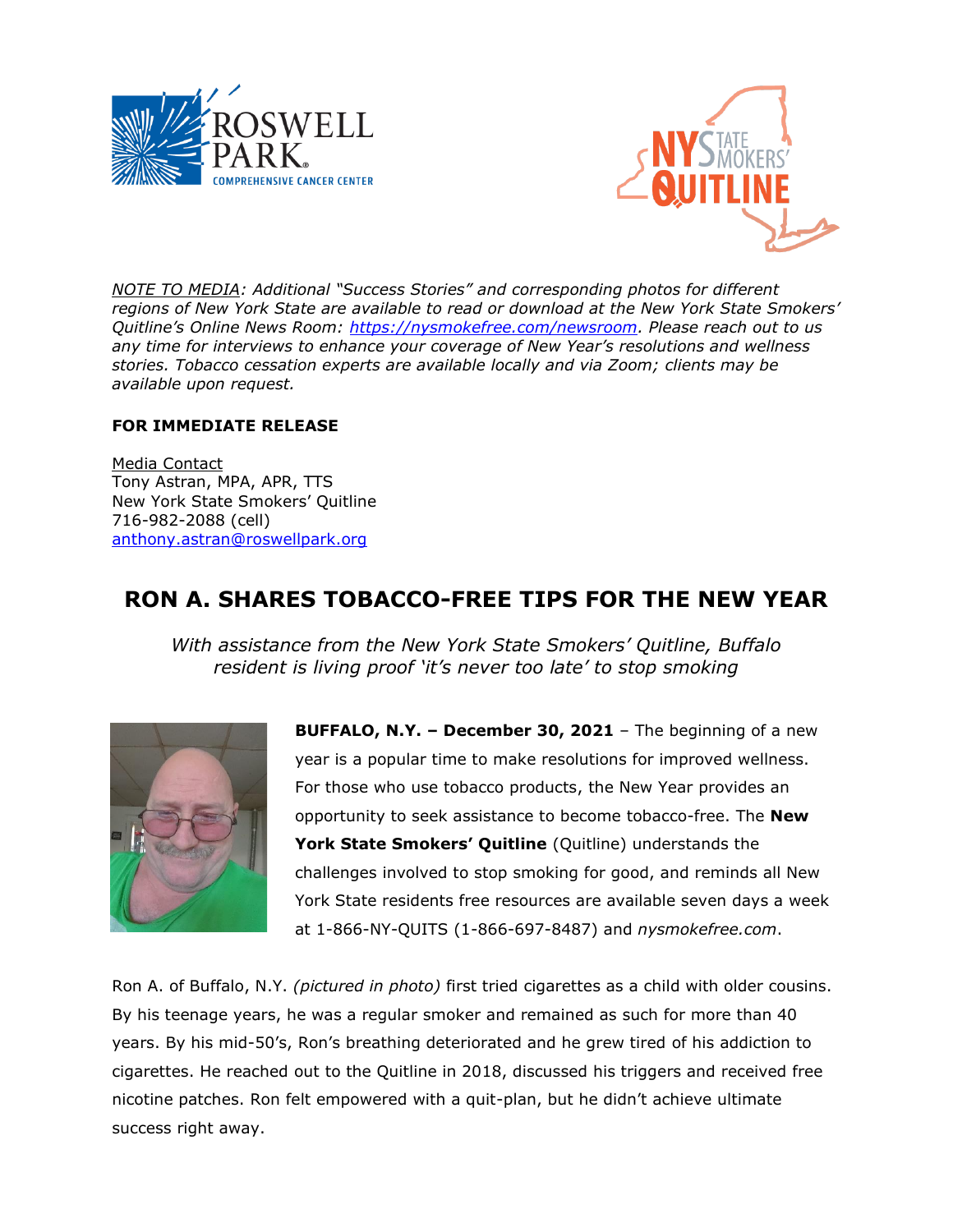*NOTE TO MEDIA: Additional "Success Stories" and corresponding photos for different regions of New York State are available to read or download at the New York State Smokers' Quitline's Online News Room: https://nysmokefree.com/newsroom. Please reach out to us any time for interviews to enhance your coverage of New Year's resolutions and wellness stories. Tobacco cessation experts are available locally and via Zoom; clients may be available upon request.*

**FOR IMMEDIATE RELEASE**

Media Contact
Tony Astran, MPA, APR, TTS
New York State Smokers' Quitline
716-982-2088 (cell)
anthony.astran@roswellpark.org

# RON A. SHARES TOBACCO-FREE TIPS FOR THE NEW YEAR

*With assistance from the New York State Smokers' Quitline, Buffalo resident is living proof 'it's never too late' to stop smoking*

**BUFFALO, N.Y. – December 30, 2021** – The beginning of a new year is a popular time to make resolutions for improved wellness. For those who use tobacco products, the New Year provides an opportunity to seek assistance to become tobacco-free. The **New York State Smokers' Quitline** (Quitline) understands the challenges involved to stop smoking for good, and reminds all New York State residents free resources are available seven days a week at 1-866-NY-QUITS (1-866-697-8487) and *nysmokefree.com*.

Ron A. of Buffalo, N.Y. *(pictured in photo)* first tried cigarettes as a child with older cousins. By his teenage years, he was a regular smoker and remained as such for more than 40 years. By his mid-50's, Ron's breathing deteriorated and he grew tired of his addiction to cigarettes. He reached out to the Quitline in 2018, discussed his triggers and received free nicotine patches. Ron felt empowered with a quit-plan, but he didn't achieve ultimate success right away.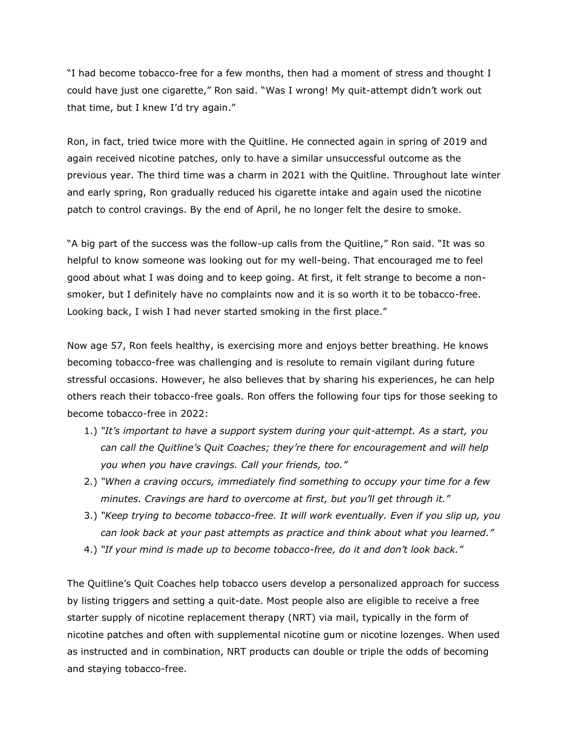"I had become tobacco-free for a few months, then had a moment of stress and thought I could have just one cigarette," Ron said. "Was I wrong! My quit-attempt didn't work out that time, but I knew I'd try again."

Ron, in fact, tried twice more with the Quitline. He connected again in spring of 2019 and again received nicotine patches, only to have a similar unsuccessful outcome as the previous year. The third time was a charm in 2021 with the Quitline. Throughout late winter and early spring, Ron gradually reduced his cigarette intake and again used the nicotine patch to control cravings. By the end of April, he no longer felt the desire to smoke.

"A big part of the success was the follow-up calls from the Quitline," Ron said. "It was so helpful to know someone was looking out for my well-being. That encouraged me to feel good about what I was doing and to keep going. At first, it felt strange to become a non-smoker, but I definitely have no complaints now and it is so worth it to be tobacco-free. Looking back, I wish I had never started smoking in the first place."

Now age 57, Ron feels healthy, is exercising more and enjoys better breathing. He knows becoming tobacco-free was challenging and is resolute to remain vigilant during future stressful occasions. However, he also believes that by sharing his experiences, he can help others reach their tobacco-free goals. Ron offers the following four tips for those seeking to become tobacco-free in 2022:

1.) *"It's important to have a support system during your quit-attempt. As a start, you can call the Quitline's Quit Coaches; they're there for encouragement and will help you when you have cravings. Call your friends, too."*
2.) *"When a craving occurs, immediately find something to occupy your time for a few minutes. Cravings are hard to overcome at first, but you'll get through it."*
3.) *"Keep trying to become tobacco-free. It will work eventually. Even if you slip up, you can look back at your past attempts as practice and think about what you learned."*
4.) *"If your mind is made up to become tobacco-free, do it and don't look back."*

The Quitline's Quit Coaches help tobacco users develop a personalized approach for success by listing triggers and setting a quit-date. Most people also are eligible to receive a free starter supply of nicotine replacement therapy (NRT) via mail, typically in the form of nicotine patches and often with supplemental nicotine gum or nicotine lozenges. When used as instructed and in combination, NRT products can double or triple the odds of becoming and staying tobacco-free.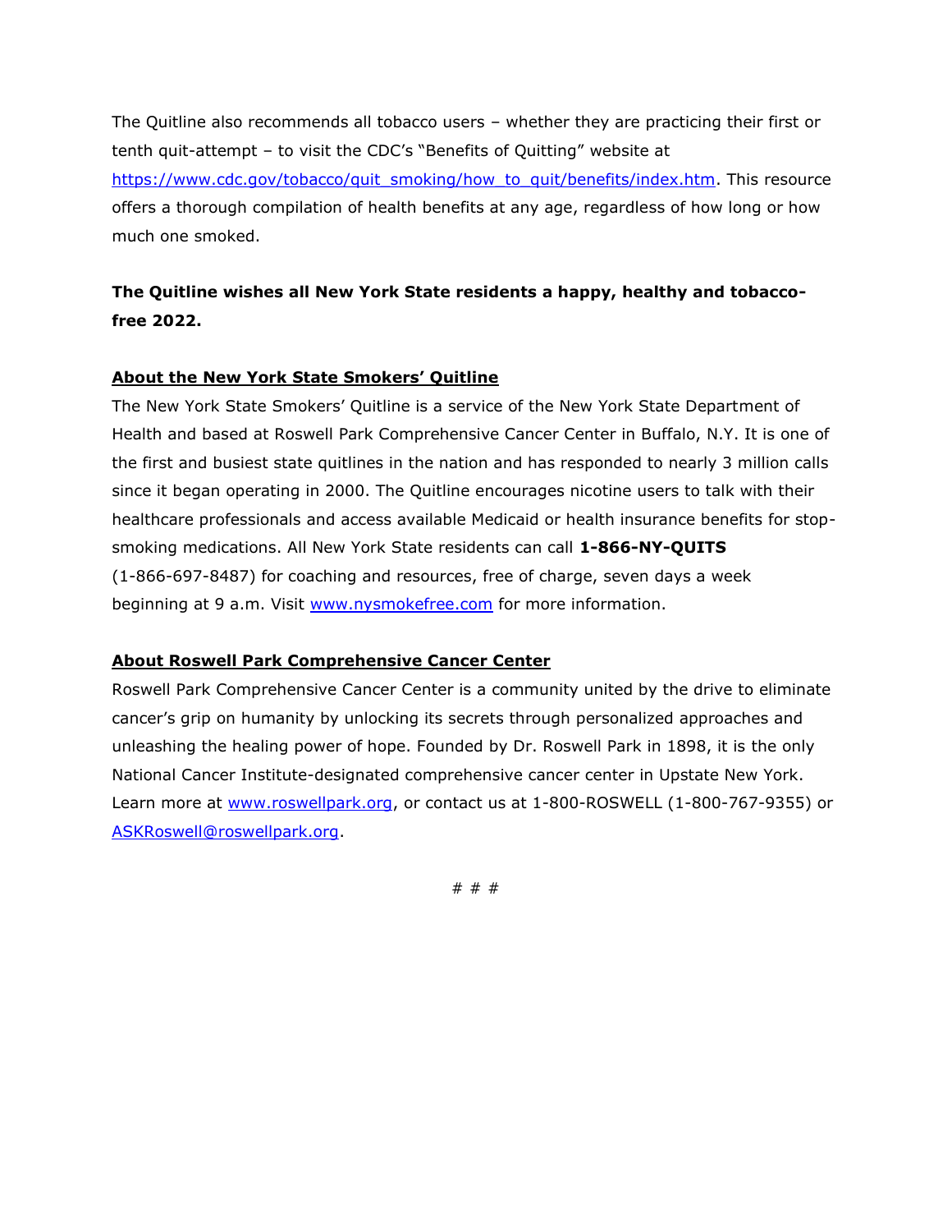The Quitline also recommends all tobacco users – whether they are practicing their first or tenth quit-attempt – to visit the CDC's "Benefits of Quitting" website at https://www.cdc.gov/tobacco/quit_smoking/how_to_quit/benefits/index.htm. This resource offers a thorough compilation of health benefits at any age, regardless of how long or how much one smoked.

**The Quitline wishes all New York State residents a happy, healthy and tobacco-free 2022.**

**About the New York State Smokers' Quitline**

The New York State Smokers' Quitline is a service of the New York State Department of Health and based at Roswell Park Comprehensive Cancer Center in Buffalo, N.Y. It is one of the first and busiest state quitlines in the nation and has responded to nearly 3 million calls since it began operating in 2000. The Quitline encourages nicotine users to talk with their healthcare professionals and access available Medicaid or health insurance benefits for stop-smoking medications. All New York State residents can call **1-866-NY-QUITS** (1-866-697-8487) for coaching and resources, free of charge, seven days a week beginning at 9 a.m. Visit www.nysmokefree.com for more information.

**About Roswell Park Comprehensive Cancer Center**

Roswell Park Comprehensive Cancer Center is a community united by the drive to eliminate cancer's grip on humanity by unlocking its secrets through personalized approaches and unleashing the healing power of hope. Founded by Dr. Roswell Park in 1898, it is the only National Cancer Institute-designated comprehensive cancer center in Upstate New York. Learn more at www.roswellpark.org, or contact us at 1-800-ROSWELL (1-800-767-9355) or ASKRoswell@roswellpark.org.

# # #